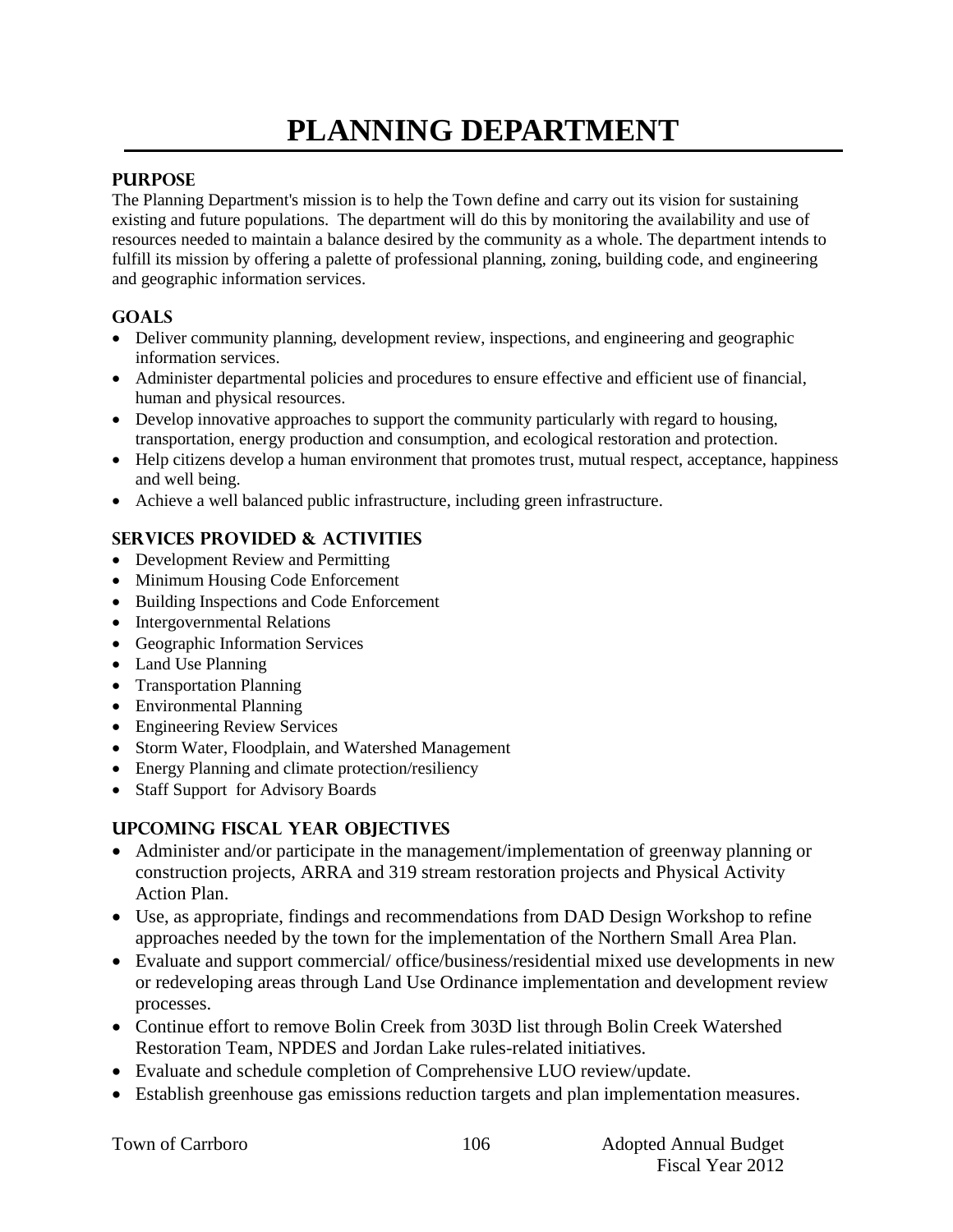# PLANNING DEPARTMENT

## PURPOSE

The Planning Department's mission is to help the Town define and carry out its vision for sustaining existing and future populations. The department will do this by monitoring the availability and use of resources needed to maintain a balance desired by the community as a whole. The department intends to fulfill its mission by offering a palette of professional planning, zoning, building code, and engineering and geographic information services.

## GOALS

- Deliver community planning, development review, inspections, and engineering and geographic information services.
- Administer departmental policies and procedures to ensure effective and efficient use of financial, human and physical resources.
- Develop innovative approaches to support the community particularly with regard to housing, transportation, energy production and consumption, and ecological restoration and protection.
- Help citizens develop a human environment that promotes trust, mutual respect, acceptance, happiness and well being.
- Achieve a well balanced public infrastructure, including green infrastructure.

## SERVICES PROVIDED & ACTIVITIES

- Development Review and Permitting
- Minimum Housing Code Enforcement
- Building Inspections and Code Enforcement
- Intergovernmental Relations
- Geographic Information Services
- Land Use Planning
- Transportation Planning
- Environmental Planning
- Engineering Review Services
- Storm Water, Floodplain, and Watershed Management
- Energy Planning and climate protection/resiliency
- Staff Support for Advisory Boards

## UPCOMING FISCAL YEAR OBJECTIVES

- Administer and/or participate in the management/implementation of greenway planning or construction projects, ARRA and 319 stream restoration projects and Physical Activity Action Plan.
- Use, as appropriate, findings and recommendations from DAD Design Workshop to refine approaches needed by the town for the implementation of the Northern Small Area Plan.
- Evaluate and support commercial/ office/business/residential mixed use developments in new or redeveloping areas through Land Use Ordinance implementation and development review processes.
- Continue effort to remove Bolin Creek from 303D list through Bolin Creek Watershed Restoration Team, NPDES and Jordan Lake rules-related initiatives.
- Evaluate and schedule completion of Comprehensive LUO review/update.
- Establish greenhouse gas emissions reduction targets and plan implementation measures.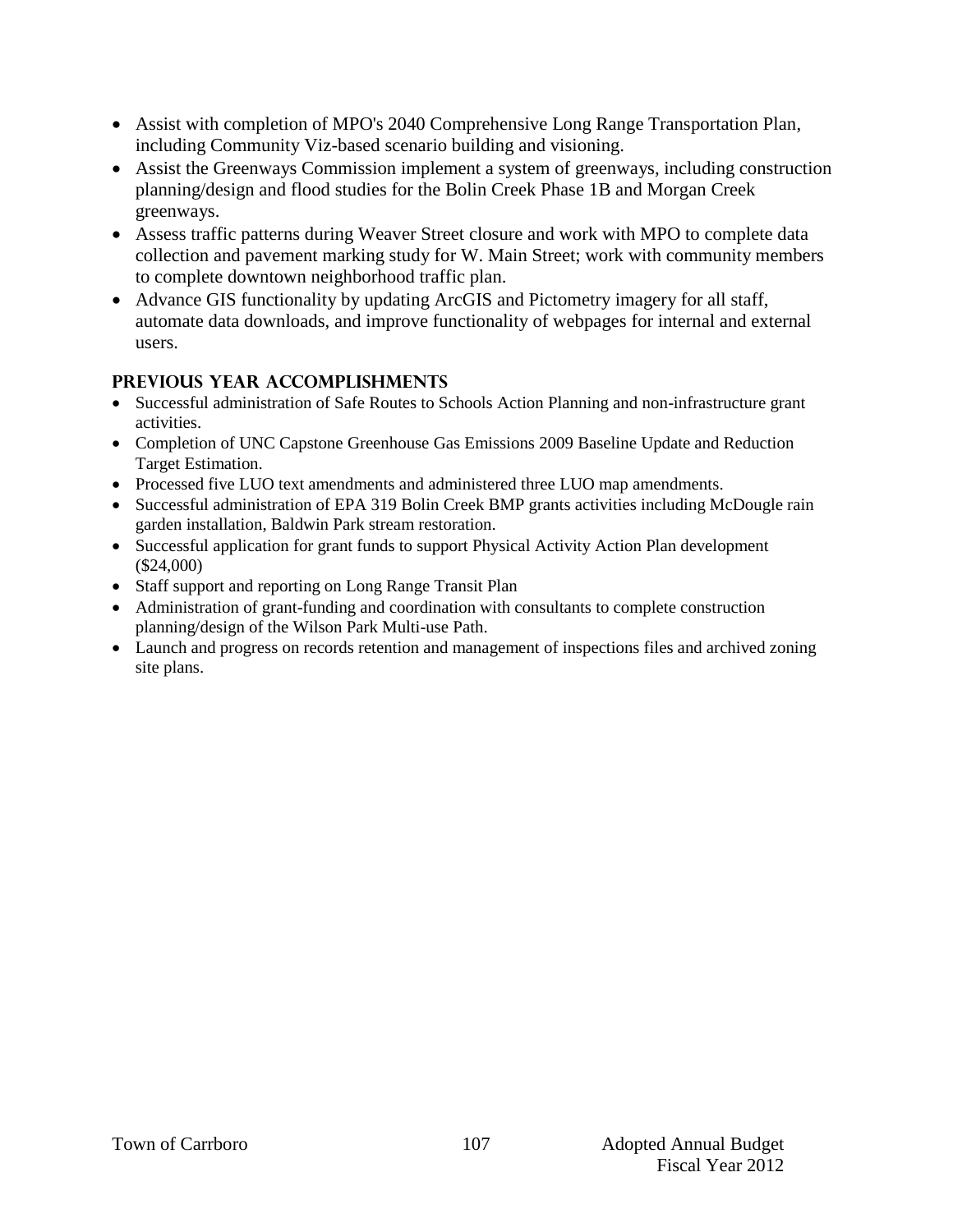- Assist with completion of MPO's 2040 Comprehensive Long Range Transportation Plan, including Community Viz-based scenario building and visioning.
- Assist the Greenways Commission implement a system of greenways, including construction planning/design and flood studies for the Bolin Creek Phase 1B and Morgan Creek greenways.
- Assess traffic patterns during Weaver Street closure and work with MPO to complete data collection and pavement marking study for W. Main Street; work with community members to complete downtown neighborhood traffic plan.
- Advance GIS functionality by updating ArcGIS and Pictometry imagery for all staff, automate data downloads, and improve functionality of webpages for internal and external users.

## PREVIOUS YEAR ACCOMPLISHMENTS

- Successful administration of Safe Routes to Schools Action Planning and non-infrastructure grant activities.
- Completion of UNC Capstone Greenhouse Gas Emissions 2009 Baseline Update and Reduction Target Estimation.
- Processed five LUO text amendments and administered three LUO map amendments.
- Successful administration of EPA 319 Bolin Creek BMP grants activities including McDougle rain garden installation, Baldwin Park stream restoration.
- Successful application for grant funds to support Physical Activity Action Plan development ($24,000)
- Staff support and reporting on Long Range Transit Plan
- Administration of grant-funding and coordination with consultants to complete construction planning/design of the Wilson Park Multi-use Path.
- Launch and progress on records retention and management of inspections files and archived zoning site plans.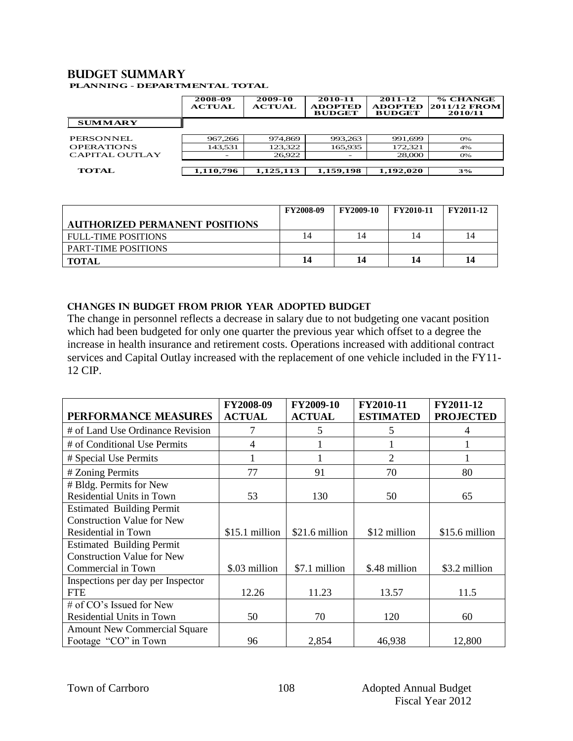## BUDGET SUMMARY

**PLANNING - DEPARTMENTAL TOTAL**

| | 2008-09 ACTUAL | 2009-10 ACTUAL | 2010-11 ADOPTED BUDGET | 2011-12 ADOPTED BUDGET | % CHANGE 2011/12 FROM 2010/11 |
|---|---|---|---|---|---|
| **SUMMARY** | | | | | |
| PERSONNEL | 967,266 | 974,869 | 993,263 | 991,699 | 0% |
| OPERATIONS | 143,531 | 123,322 | 165,935 | 172,321 | 4% |
| CAPITAL OUTLAY | - | 26,922 | - | 28,000 | 0% |
| **TOTAL** | **1,110,796** | **1,125,113** | **1,159,198** | **1,192,020** | **3%** |

| AUTHORIZED PERMANENT POSITIONS | FY2008-09 | FY2009-10 | FY2010-11 | FY2011-12 |
|---|---|---|---|---|
| FULL-TIME POSITIONS | 14 | 14 | 14 | 14 |
| PART-TIME POSITIONS | | | | |
| **TOTAL** | **14** | **14** | **14** | **14** |

### CHANGES IN BUDGET FROM PRIOR YEAR ADOPTED BUDGET

The change in personnel reflects a decrease in salary due to not budgeting one vacant position which had been budgeted for only one quarter the previous year which offset to a degree the increase in health insurance and retirement costs. Operations increased with additional contract services and Capital Outlay increased with the replacement of one vehicle included in the FY11-12 CIP.

| PERFORMANCE MEASURES | FY2008-09 ACTUAL | FY2009-10 ACTUAL | FY2010-11 ESTIMATED | FY2011-12 PROJECTED |
|---|---|---|---|---|
| # of Land Use Ordinance Revision | 7 | 5 | 5 | 4 |
| # of Conditional Use Permits | 4 | 1 | 1 | 1 |
| # Special Use Permits | 1 | 1 | 2 | 1 |
| # Zoning Permits | 77 | 91 | 70 | 80 |
| # Bldg. Permits for New Residential Units in Town | 53 | 130 | 50 | 65 |
| Estimated Building Permit Construction Value for New Residential in Town | $15.1 million | $21.6 million | $12 million | $15.6 million |
| Estimated Building Permit Construction Value for New Commercial in Town | $.03 million | $7.1 million | $.48 million | $3.2 million |
| Inspections per day per Inspector FTE | 12.26 | 11.23 | 13.57 | 11.5 |
| # of CO's Issued for New Residential Units in Town | 50 | 70 | 120 | 60 |
| Amount New Commercial Square Footage "CO" in Town | 96 | 2,854 | 46,938 | 12,800 |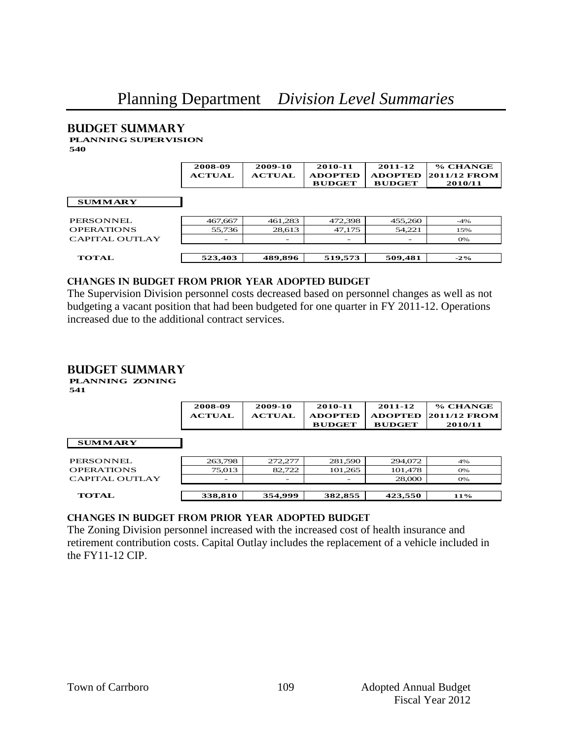# Planning Department *Division Level Summaries*

## BUDGET SUMMARY

**PLANNING SUPERVISION**
**540**

| | 2008-09 ACTUAL | 2009-10 ACTUAL | 2010-11 ADOPTED BUDGET | 2011-12 ADOPTED BUDGET | % CHANGE 2011/12 FROM 2010/11 |
|---|---|---|---|---|---|
| **SUMMARY** | | | | | |
| PERSONNEL | 467,667 | 461,283 | 472,398 | 455,260 | -4% |
| OPERATIONS | 55,736 | 28,613 | 47,175 | 54,221 | 15% |
| CAPITAL OUTLAY | - | - | - | - | 0% |
| **TOTAL** | **523,403** | **489,896** | **519,573** | **509,481** | **-2%** |

### CHANGES IN BUDGET FROM PRIOR YEAR ADOPTED BUDGET

The Supervision Division personnel costs decreased based on personnel changes as well as not budgeting a vacant position that had been budgeted for one quarter in FY 2011-12. Operations increased due to the additional contract services.

## BUDGET SUMMARY

**PLANNING ZONING**
**541**

| | 2008-09 ACTUAL | 2009-10 ACTUAL | 2010-11 ADOPTED BUDGET | 2011-12 ADOPTED BUDGET | % CHANGE 2011/12 FROM 2010/11 |
|---|---|---|---|---|---|
| **SUMMARY** | | | | | |
| PERSONNEL | 263,798 | 272,277 | 281,590 | 294,072 | 4% |
| OPERATIONS | 75,013 | 82,722 | 101,265 | 101,478 | 0% |
| CAPITAL OUTLAY | - | - | - | 28,000 | 0% |
| **TOTAL** | **338,810** | **354,999** | **382,855** | **423,550** | **11%** |

### CHANGES IN BUDGET FROM PRIOR YEAR ADOPTED BUDGET

The Zoning Division personnel increased with the increased cost of health insurance and retirement contribution costs. Capital Outlay includes the replacement of a vehicle included in the FY11-12 CIP.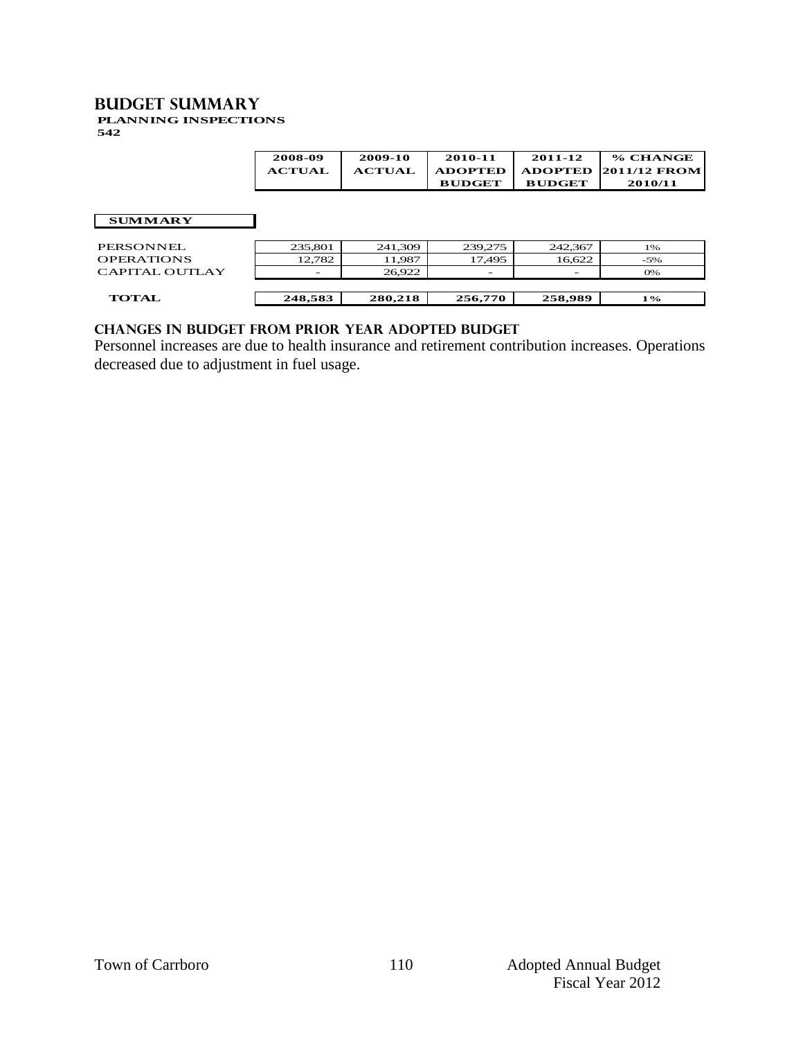# BUDGET SUMMARY

**PLANNING INSPECTIONS**
**542**

| | 2008-09 ACTUAL | 2009-10 ACTUAL | 2010-11 ADOPTED BUDGET | 2011-12 ADOPTED BUDGET | % CHANGE 2011/12 FROM 2010/11 |
|---|---|---|---|---|---|
| **SUMMARY** | | | | | |
| PERSONNEL | 235,801 | 241,309 | 239,275 | 242,367 | 1% |
| OPERATIONS | 12,782 | 11,987 | 17,495 | 16,622 | -5% |
| CAPITAL OUTLAY | - | 26,922 | - | - | 0% |
| **TOTAL** | **248,583** | **280,218** | **256,770** | **258,989** | **1%** |

## CHANGES IN BUDGET FROM PRIOR YEAR ADOPTED BUDGET

Personnel increases are due to health insurance and retirement contribution increases. Operations decreased due to adjustment in fuel usage.